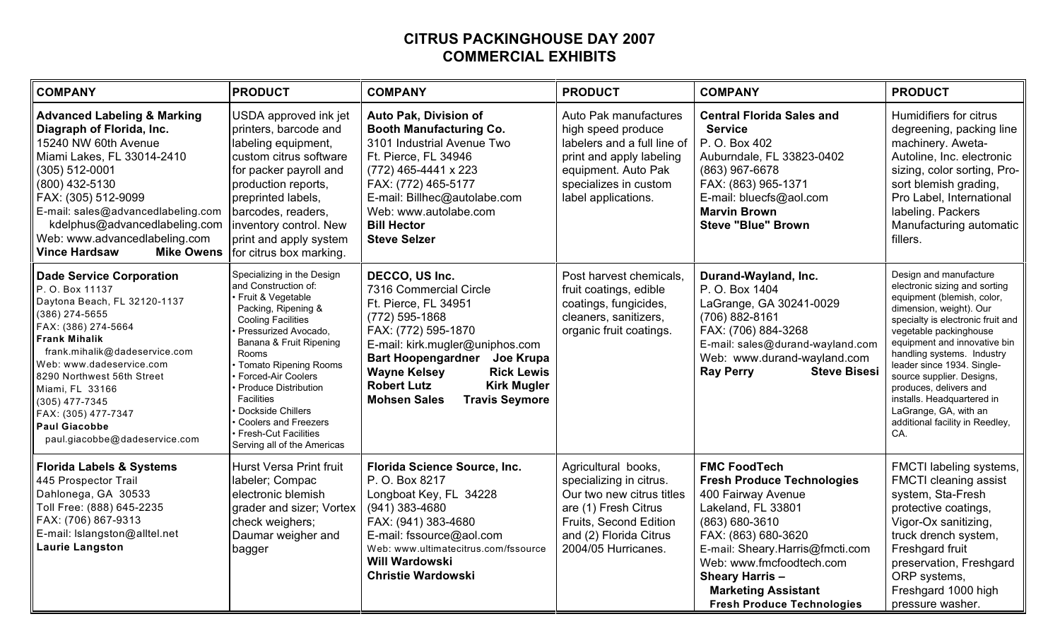# CITRUS PACKINGHOUSE DAY 2007
## COMMERCIAL EXHIBITS

| COMPANY | PRODUCT | COMPANY | PRODUCT | COMPANY | PRODUCT |
|---|---|---|---|---|---|
| **Advanced Labeling & Marking Diagraph of Florida, Inc.**<br>15240 NW 60th Avenue<br>Miami Lakes, FL 33014-2410<br>(305) 512-0001<br>(800) 432-5130<br>FAX: (305) 512-9099<br>E-mail: sales@advancedlabeling.com<br>kdelphus@advancedlabeling.com<br>Web: www.advancedlabeling.com<br>**Vince Hardsaw** **Mike Owens** | USDA approved ink jet printers, barcode and labeling equipment, custom citrus software for packer payroll and production reports, preprinted labels, barcodes, readers, inventory control. New print and apply system for citrus box marking. | **Auto Pak, Division of Booth Manufacturing Co.**<br>3101 Industrial Avenue Two<br>Ft. Pierce, FL 34946<br>(772) 465-4441 x 223<br>FAX: (772) 465-5177<br>E-mail: Billhec@autolabe.com<br>Web: www.autolabe.com<br>**Bill Hector**<br>**Steve Selzer** | Auto Pak manufactures high speed produce labelers and a full line of print and apply labeling equipment. Auto Pak specializes in custom label applications. | **Central Florida Sales and Service**<br>P. O. Box 402<br>Auburndale, FL 33823-0402<br>(863) 967-6678<br>FAX: (863) 965-1371<br>E-mail: bluecfs@aol.com<br>**Marvin Brown**<br>**Steve "Blue" Brown** | Humidifiers for citrus degreening, packing line machinery. Aweta-Autoline, Inc. electronic sizing, color sorting, Pro-sort blemish grading, Pro Label, International labeling. Packers Manufacturing automatic fillers. |
| **Dade Service Corporation**<br>P. O. Box 11137<br>Daytona Beach, FL 32120-1137<br>(386) 274-5655<br>FAX: (386) 274-5664<br>**Frank Mihalik**<br>frank.mihalik@dadeservice.com<br>Web: www.dadeservice.com<br>8290 Northwest 56th Street<br>Miami, FL 33166<br>(305) 477-7345<br>FAX: (305) 477-7347<br>**Paul Giacobbe**<br>paul.giacobbe@dadeservice.com | Specializing in the Design and Construction of:<br>• Fruit & Vegetable Packing, Ripening & Cooling Facilities<br>• Pressurized Avocado, Banana & Fruit Ripening Rooms<br>• Tomato Ripening Rooms<br>• Forced-Air Coolers<br>• Produce Distribution Facilities<br>• Dockside Chillers<br>• Coolers and Freezers<br>• Fresh-Cut Facilities<br>Serving all of the Americas | **DECCO, US Inc.**<br>7316 Commercial Circle<br>Ft. Pierce, FL 34951<br>(772) 595-1868<br>FAX: (772) 595-1870<br>E-mail: kirk.mugler@uniphos.com<br>**Bart Hoopengardner** **Joe Krupa**<br>**Wayne Kelsey** **Rick Lewis**<br>**Robert Lutz** **Kirk Mugler**<br>**Mohsen Sales** **Travis Seymore** | Post harvest chemicals, fruit coatings, edible coatings, fungicides, cleaners, sanitizers, organic fruit coatings. | **Durand-Wayland, Inc.**<br>P. O. Box 1404<br>LaGrange, GA 30241-0029<br>(706) 882-8161<br>FAX: (706) 884-3268<br>E-mail: sales@durand-wayland.com<br>Web: www.durand-wayland.com<br>**Ray Perry** **Steve Bisesi** | Design and manufacture electronic sizing and sorting equipment (blemish, color, dimension, weight). Our specialty is electronic fruit and vegetable packinghouse equipment and innovative bin handling systems. Industry leader since 1934. Single-source supplier. Designs, produces, delivers and installs. Headquartered in LaGrange, GA, with an additional facility in Reedley, CA. |
| **Florida Labels & Systems**<br>445 Prospector Trail<br>Dahlonega, GA 30533<br>Toll Free: (888) 645-2235<br>FAX: (706) 867-9313<br>E-mail: lslangston@alltel.net<br>**Laurie Langston** | Hurst Versa Print fruit labeler; Compac electronic blemish grader and sizer; Vortex check weighers; Daumar weigher and bagger | **Florida Science Source, Inc.**<br>P. O. Box 8217<br>Longboat Key, FL 34228<br>(941) 383-4680<br>FAX: (941) 383-4680<br>E-mail: fssource@aol.com<br>Web: www.ultimatecitrus.com/fssource<br>**Will Wardowski**<br>**Christie Wardowski** | Agricultural books, specializing in citrus. Our two new citrus titles are (1) Fresh Citrus Fruits, Second Edition and (2) Florida Citrus 2004/05 Hurricanes. | **FMC FoodTech**<br>**Fresh Produce Technologies**<br>400 Fairway Avenue<br>Lakeland, FL 33801<br>(863) 680-3610<br>FAX: (863) 680-3620<br>E-mail: Sheary.Harris@fmcti.com<br>Web: www.fmcfoodtech.com<br>**Sheary Harris – Marketing Assistant Fresh Produce Technologies** | FMCTI labeling systems, FMCTI cleaning assist system, Sta-Fresh protective coatings, Vigor-Ox sanitizing, truck drench system, Freshgard fruit preservation, Freshgard ORP systems, Freshgard 1000 high pressure washer. |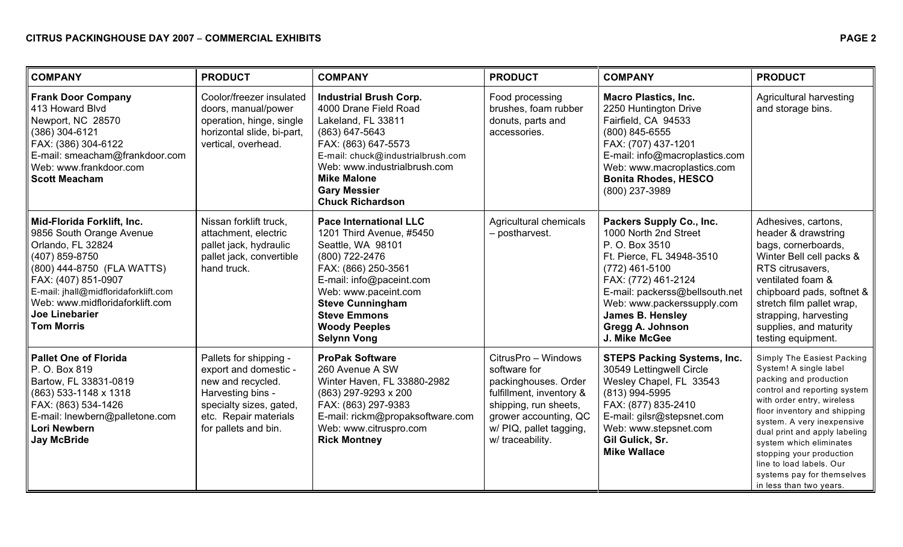| COMPANY | PRODUCT | COMPANY | PRODUCT | COMPANY | PRODUCT |
|---|---|---|---|---|---|
| **Frank Door Company**<br>413 Howard Blvd<br>Newport, NC 28570<br>(386) 304-6121<br>FAX: (386) 304-6122<br>E-mail: smeacham@frankdoor.com<br>Web: www.frankdoor.com<br>**Scott Meacham** | Coolor/freezer insulated doors, manual/power operation, hinge, single horizontal slide, bi-part, vertical, overhead. | **Industrial Brush Corp.**<br>4000 Drane Field Road<br>Lakeland, FL 33811<br>(863) 647-5643<br>FAX: (863) 647-5573<br>E-mail: chuck@industrialbrush.com<br>Web: www.industrialbrush.com<br>**Mike Malone**<br>**Gary Messier**<br>**Chuck Richardson** | Food processing brushes, foam rubber donuts, parts and accessories. | **Macro Plastics, Inc.**<br>2250 Huntington Drive<br>Fairfield, CA 94533<br>(800) 845-6555<br>FAX: (707) 437-1201<br>E-mail: info@macroplastics.com<br>Web: www.macroplastics.com<br>**Bonita Rhodes, HESCO**<br>(800) 237-3989 | Agricultural harvesting and storage bins. |
| **Mid-Florida Forklift, Inc.**<br>9856 South Orange Avenue<br>Orlando, FL 32824<br>(407) 859-8750<br>(800) 444-8750 (FLA WATTS)<br>FAX: (407) 851-0907<br>E-mail: jhall@midfloridaforklift.com<br>Web: www.midfloridaforklift.com<br>**Joe Linebarier**<br>**Tom Morris** | Nissan forklift truck, attachment, electric pallet jack, hydraulic pallet jack, convertible hand truck. | **Pace International LLC**<br>1201 Third Avenue, #5450<br>Seattle, WA 98101<br>(800) 722-2476<br>FAX: (866) 250-3561<br>E-mail: info@paceint.com<br>Web: www.paceint.com<br>**Steve Cunningham**<br>**Steve Emmons**<br>**Woody Peeples**<br>**Selynn Vong** | Agricultural chemicals – postharvest. | **Packers Supply Co., Inc.**<br>1000 North 2nd Street<br>P. O. Box 3510<br>Ft. Pierce, FL 34948-3510<br>(772) 461-5100<br>FAX: (772) 461-2124<br>E-mail: packerss@bellsouth.net<br>Web: www.packerssupply.com<br>**James B. Hensley**<br>**Gregg A. Johnson**<br>**J. Mike McGee** | Adhesives, cartons, header & drawstring bags, cornerboards, Winter Bell cell packs & RTS citrusavers, ventilated foam & chipboard pads, softnet & stretch film pallet wrap, strapping, harvesting supplies, and maturity testing equipment. |
| **Pallet One of Florida**<br>P. O. Box 819<br>Bartow, FL 33831-0819<br>(863) 533-1148 x 1318<br>FAX: (863) 534-1426<br>E-mail: lnewbern@palletone.com<br>**Lori Newbern**<br>**Jay McBride** | Pallets for shipping - export and domestic - new and recycled. Harvesting bins - specialty sizes, gated, etc. Repair materials for pallets and bin. | **ProPak Software**<br>260 Avenue A SW<br>Winter Haven, FL 33880-2982<br>(863) 297-9293 x 200<br>FAX: (863) 297-9383<br>E-mail: rickm@propaksoftware.com<br>Web: www.citruspro.com<br>**Rick Montney** | CitrusPro – Windows software for packinghouses. Order fulfillment, inventory & shipping, run sheets, grower accounting, QC w/ PIQ, pallet tagging, w/ traceability. | **STEPS Packing Systems, Inc.**<br>30549 Lettingwell Circle<br>Wesley Chapel, FL 33543<br>(813) 994-5995<br>FAX: (877) 835-2410<br>E-mail: gilsr@stepsnet.com<br>Web: www.stepsnet.com<br>**Gil Gulick, Sr.**<br>**Mike Wallace** | Simply The Easiest Packing System! A single label packing and production control and reporting system with order entry, wireless floor inventory and shipping system. A very inexpensive dual print and apply labeling system which eliminates stopping your production line to load labels. Our systems pay for themselves in less than two years. |